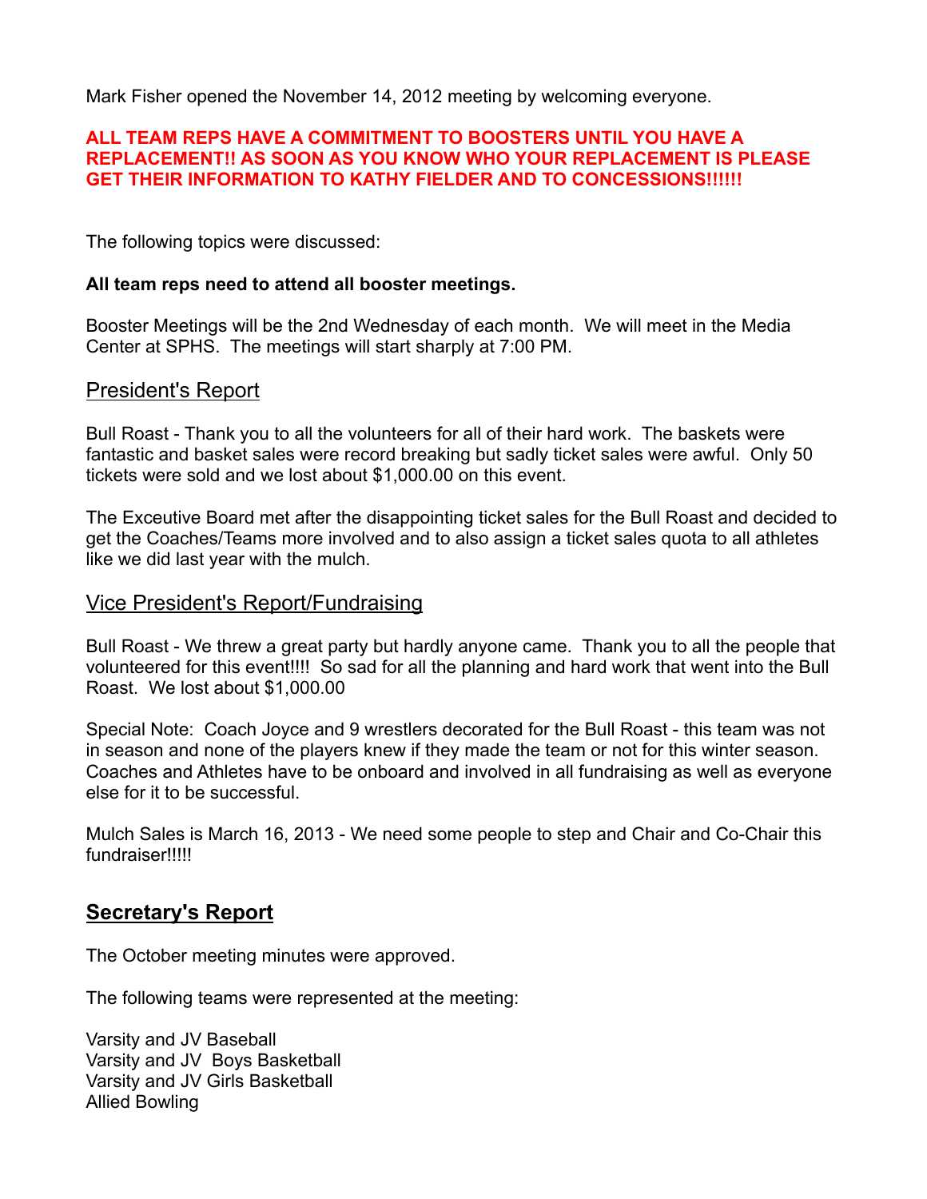Mark Fisher opened the November 14, 2012 meeting by welcoming everyone.

**ALL TEAM REPS HAVE A COMMITMENT TO BOOSTERS UNTIL YOU HAVE A REPLACEMENT!! AS SOON AS YOU KNOW WHO YOUR REPLACEMENT IS PLEASE GET THEIR INFORMATION TO KATHY FIELDER AND TO CONCESSIONS!!!!!!**

The following topics were discussed:

**All team reps need to attend all booster meetings.**

Booster Meetings will be the 2nd Wednesday of each month. We will meet in the Media Center at SPHS. The meetings will start sharply at 7:00 PM.

## President's Report

Bull Roast - Thank you to all the volunteers for all of their hard work. The baskets were fantastic and basket sales were record breaking but sadly ticket sales were awful. Only 50 tickets were sold and we lost about $1,000.00 on this event.

The Exceutive Board met after the disappointing ticket sales for the Bull Roast and decided to get the Coaches/Teams more involved and to also assign a ticket sales quota to all athletes like we did last year with the mulch.

## Vice President's Report/Fundraising

Bull Roast - We threw a great party but hardly anyone came. Thank you to all the people that volunteered for this event!!!! So sad for all the planning and hard work that went into the Bull Roast. We lost about $1,000.00

Special Note: Coach Joyce and 9 wrestlers decorated for the Bull Roast - this team was not in season and none of the players knew if they made the team or not for this winter season. Coaches and Athletes have to be onboard and involved in all fundraising as well as everyone else for it to be successful.

Mulch Sales is March 16, 2013 - We need some people to step and Chair and Co-Chair this fundraiser!!!!!

## **Secretary's Report**

The October meeting minutes were approved.

The following teams were represented at the meeting:

Varsity and JV Baseball
Varsity and JV Boys Basketball
Varsity and JV Girls Basketball
Allied Bowling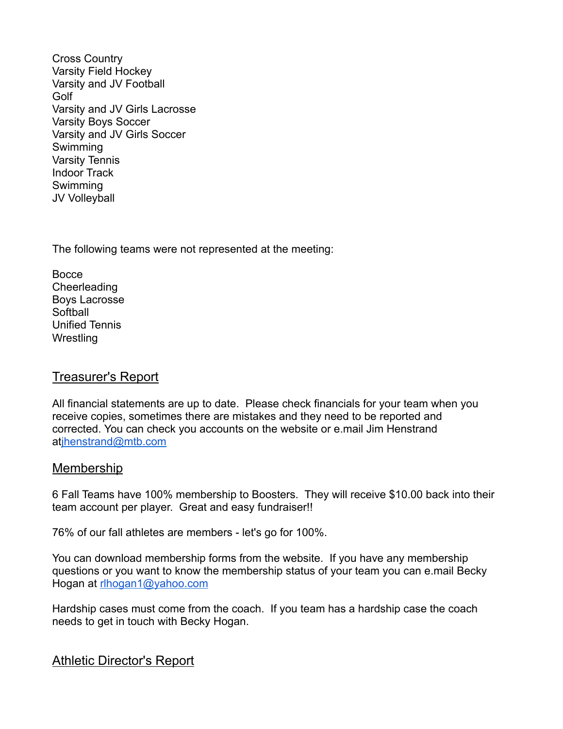Cross Country
Varsity Field Hockey
Varsity and JV Football
Golf
Varsity and JV Girls Lacrosse
Varsity Boys Soccer
Varsity and JV Girls Soccer
Swimming
Varsity Tennis
Indoor Track
Swimming
JV Volleyball

The following teams were not represented at the meeting:

Bocce
Cheerleading
Boys Lacrosse
Softball
Unified Tennis
Wrestling

## Treasurer's Report

All financial statements are up to date. Please check financials for your team when you receive copies, sometimes there are mistakes and they need to be reported and corrected. You can check you accounts on the website or e.mail Jim Henstrand atjhenstrand@mtb.com

## Membership

6 Fall Teams have 100% membership to Boosters. They will receive $10.00 back into their team account per player. Great and easy fundraiser!!

76% of our fall athletes are members - let's go for 100%.

You can download membership forms from the website. If you have any membership questions or you want to know the membership status of your team you can e.mail Becky Hogan at rlhogan1@yahoo.com

Hardship cases must come from the coach. If you team has a hardship case the coach needs to get in touch with Becky Hogan.

## Athletic Director's Report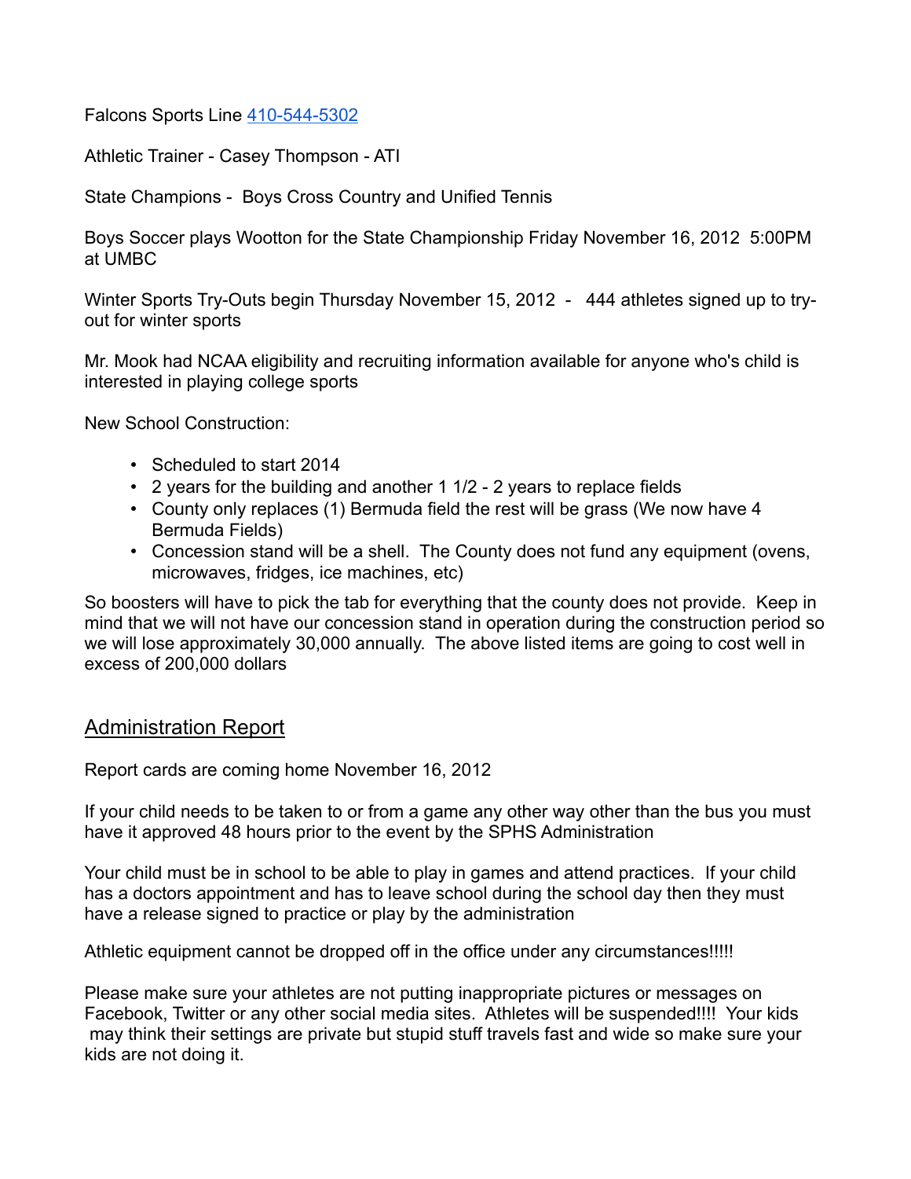Falcons Sports Line [410-544-5302](tel:410-544-5302)

Athletic Trainer - Casey Thompson - ATI

State Champions - Boys Cross Country and Unified Tennis

Boys Soccer plays Wootton for the State Championship Friday November 16, 2012 5:00PM at UMBC

Winter Sports Try-Outs begin Thursday November 15, 2012 - 444 athletes signed up to try-out for winter sports

Mr. Mook had NCAA eligibility and recruiting information available for anyone who's child is interested in playing college sports

New School Construction:

- Scheduled to start 2014
- 2 years for the building and another 1 1/2 - 2 years to replace fields
- County only replaces (1) Bermuda field the rest will be grass (We now have 4 Bermuda Fields)
- Concession stand will be a shell. The County does not fund any equipment (ovens, microwaves, fridges, ice machines, etc)

So boosters will have to pick the tab for everything that the county does not provide. Keep in mind that we will not have our concession stand in operation during the construction period so we will lose approximately 30,000 annually. The above listed items are going to cost well in excess of 200,000 dollars

## Administration Report

Report cards are coming home November 16, 2012

If your child needs to be taken to or from a game any other way other than the bus you must have it approved 48 hours prior to the event by the SPHS Administration

Your child must be in school to be able to play in games and attend practices. If your child has a doctors appointment and has to leave school during the school day then they must have a release signed to practice or play by the administration

Athletic equipment cannot be dropped off in the office under any circumstances!!!!!

Please make sure your athletes are not putting inappropriate pictures or messages on Facebook, Twitter or any other social media sites. Athletes will be suspended!!!! Your kids may think their settings are private but stupid stuff travels fast and wide so make sure your kids are not doing it.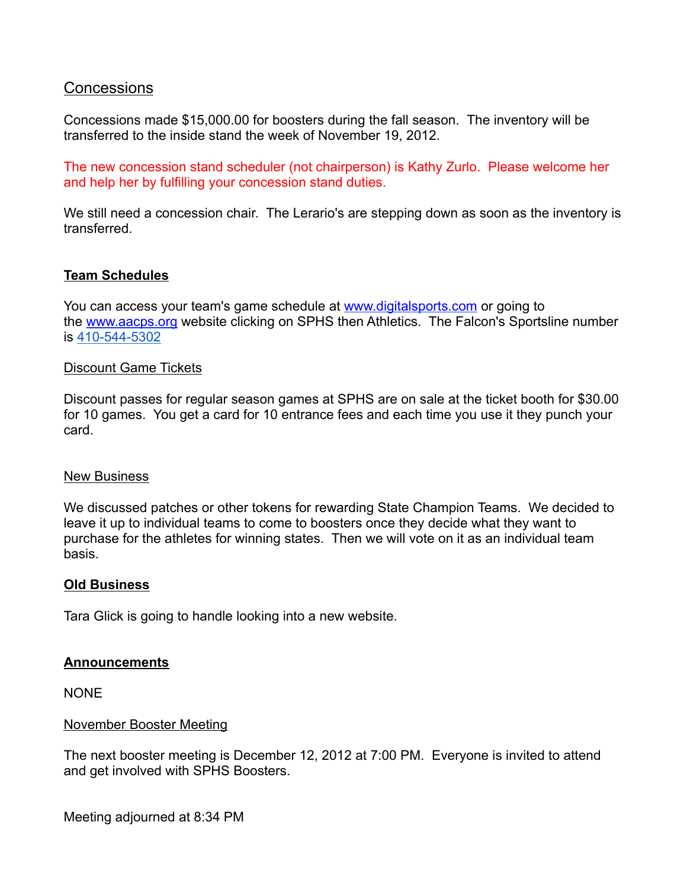## Concessions

Concessions made $15,000.00 for boosters during the fall season. The inventory will be transferred to the inside stand the week of November 19, 2012.

The new concession stand scheduler (not chairperson) is Kathy Zurlo. Please welcome her and help her by fulfilling your concession stand duties.

We still need a concession chair. The Lerario's are stepping down as soon as the inventory is transferred.

## **Team Schedules**

You can access your team's game schedule at www.digitalsports.com or going to the www.aacps.org website clicking on SPHS then Athletics. The Falcon's Sportsline number is 410-544-5302

## Discount Game Tickets

Discount passes for regular season games at SPHS are on sale at the ticket booth for $30.00 for 10 games. You get a card for 10 entrance fees and each time you use it they punch your card.

## New Business

We discussed patches or other tokens for rewarding State Champion Teams. We decided to leave it up to individual teams to come to boosters once they decide what they want to purchase for the athletes for winning states. Then we will vote on it as an individual team basis.

## **Old Business**

Tara Glick is going to handle looking into a new website.

## **Announcements**

NONE

## November Booster Meeting

The next booster meeting is December 12, 2012 at 7:00 PM. Everyone is invited to attend and get involved with SPHS Boosters.

Meeting adjourned at 8:34 PM